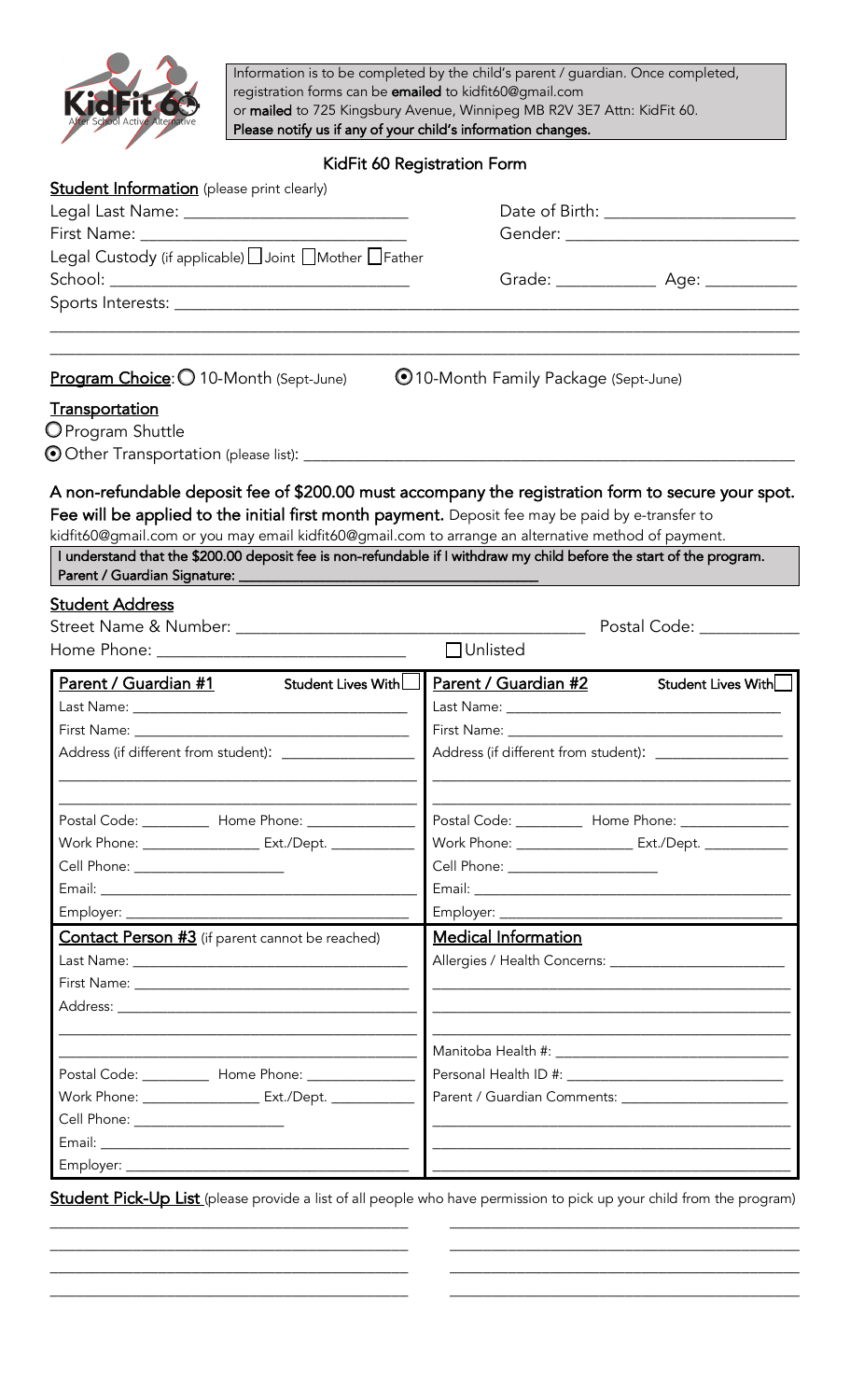Information is to be completed by the child's parent / guardian. Once completed, registration forms can be **emailed** to kidfit60@gmail.com or **mailed** to 725 Kingsbury Avenue, Winnipeg MB R2V 3E7 Attn: KidFit 60. **Please notify us if any of your child's information changes.**

# KidFit 60 Registration Form

**Student Information** (please print clearly)

Legal Last Name: ____________________ Date of Birth: ____________________

First Name: ____________________ Gender: ____________________

Legal Custody (if applicable) ☐ Joint ☐ Mother ☐ Father

School: ____________________ Grade: __________ Age: __________

Sports Interests: ____________________

**Program Choice**: ○ 10-Month (Sept-June) ◉ 10-Month Family Package (Sept-June)

**Transportation**

○ Program Shuttle

◉ Other Transportation (please list): ____________________

**A non-refundable deposit fee of $200.00 must accompany the registration form to secure your spot. Fee will be applied to the initial first month payment.** Deposit fee may be paid by e-transfer to kidfit60@gmail.com or you may email kidfit60@gmail.com to arrange an alternative method of payment.

**I understand that the $200.00 deposit fee is non-refundable if I withdraw my child before the start of the program.**
**Parent / Guardian Signature:** ____________________

**Student Address**

Street Name & Number: ____________________ Postal Code: __________

Home Phone: ____________________ ☐ Unlisted

| **Parent / Guardian #1** Student Lives With ☐ | **Parent / Guardian #2** Student Lives With ☐ |
|---|---|
| Last Name: ____________________ | Last Name: ____________________ |
| First Name: ____________________ | First Name: ____________________ |
| Address (if different from student): ____________________ | Address (if different from student): ____________________ |
| Postal Code: ________ Home Phone: ____________ | Postal Code: ________ Home Phone: ____________ |
| Work Phone: ____________ Ext./Dept. ________ | Work Phone: ____________ Ext./Dept. ________ |
| Cell Phone: ____________ | Cell Phone: ____________ |
| Email: ____________________ | Email: ____________________ |
| Employer: ____________________ | Employer: ____________________ |

| **Contact Person #3** (if parent cannot be reached) | **Medical Information** |
|---|---|
| Last Name: ____________________ | Allergies / Health Concerns: ____________________ |
| First Name: ____________________ | |
| Address: ____________________ | |
| | Manitoba Health #: ____________________ |
| Postal Code: ________ Home Phone: ____________ | Personal Health ID #: ____________________ |
| Work Phone: ____________ Ext./Dept. ________ | Parent / Guardian Comments: ____________________ |
| Cell Phone: ____________ | |
| Email: ____________________ | |
| Employer: ____________________ | |

**Student Pick-Up List** (please provide a list of all people who have permission to pick up your child from the program)

____________________ ____________________

____________________ ____________________

____________________ ____________________

____________________ ____________________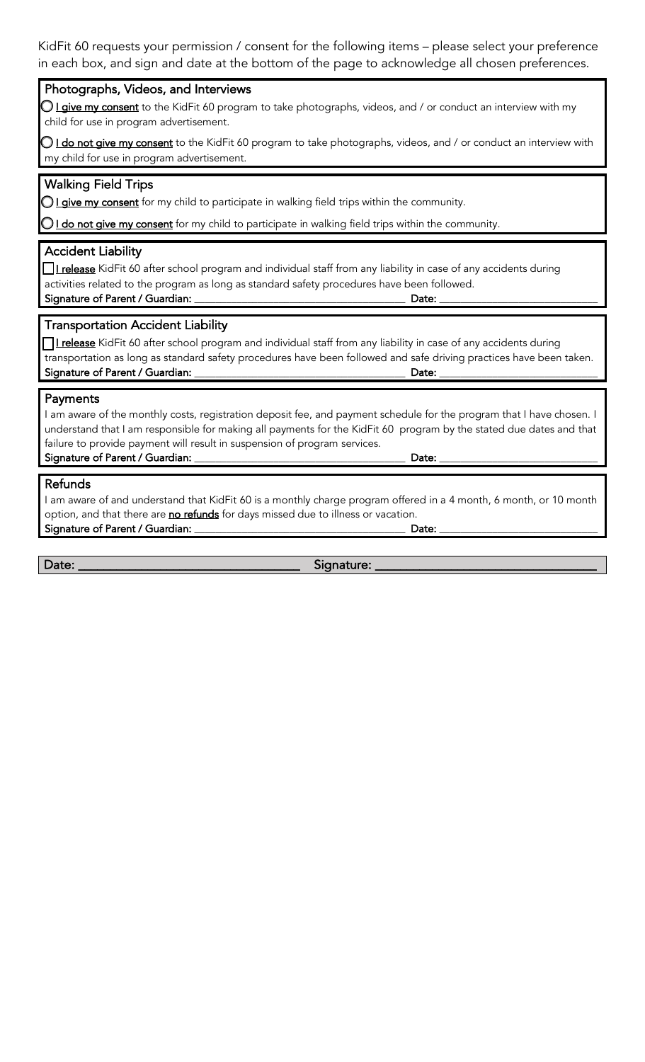KidFit 60 requests your permission / consent for the following items – please select your preference in each box, and sign and date at the bottom of the page to acknowledge all chosen preferences.

### Photographs, Videos, and Interviews

○ **I give my consent** to the KidFit 60 program to take photographs, videos, and / or conduct an interview with my child for use in program advertisement.

○ **I do not give my consent** to the KidFit 60 program to take photographs, videos, and / or conduct an interview with my child for use in program advertisement.

### Walking Field Trips

○ **I give my consent** for my child to participate in walking field trips within the community.

○ **I do not give my consent** for my child to participate in walking field trips within the community.

### Accident Liability

☐ **I release** KidFit 60 after school program and individual staff from any liability in case of any accidents during activities related to the program as long as standard safety procedures have been followed.

**Signature of Parent / Guardian:** ______________________ **Date:** ______________________

### Transportation Accident Liability

☐ **I release** KidFit 60 after school program and individual staff from any liability in case of any accidents during transportation as long as standard safety procedures have been followed and safe driving practices have been taken.

**Signature of Parent / Guardian:** ______________________ **Date:** ______________________

### Payments

I am aware of the monthly costs, registration deposit fee, and payment schedule for the program that I have chosen. I understand that I am responsible for making all payments for the KidFit 60 program by the stated due dates and that failure to provide payment will result in suspension of program services.

**Signature of Parent / Guardian:** ______________________ **Date:** ______________________

### Refunds

I am aware of and understand that KidFit 60 is a monthly charge program offered in a 4 month, 6 month, or 10 month option, and that there are **no refunds** for days missed due to illness or vacation.

**Signature of Parent / Guardian:** ______________________ **Date:** ______________________

**Date:** ______________________ **Signature:** ______________________